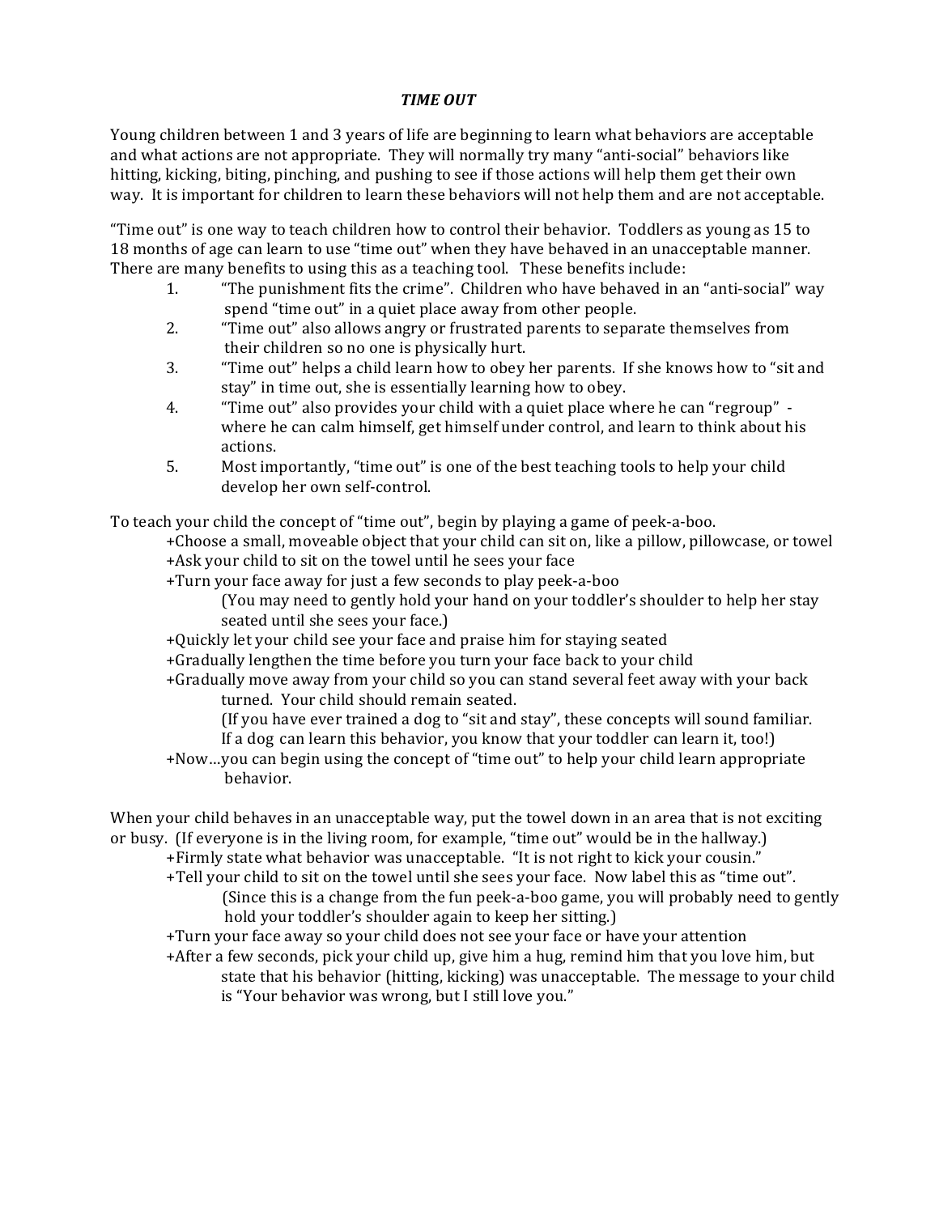***TIME OUT***

Young children between 1 and 3 years of life are beginning to learn what behaviors are acceptable and what actions are not appropriate. They will normally try many "anti-social" behaviors like hitting, kicking, biting, pinching, and pushing to see if those actions will help them get their own way. It is important for children to learn these behaviors will not help them and are not acceptable.

"Time out" is one way to teach children how to control their behavior. Toddlers as young as 15 to 18 months of age can learn to use "time out" when they have behaved in an unacceptable manner. There are many benefits to using this as a teaching tool. These benefits include:

1. "The punishment fits the crime". Children who have behaved in an "anti-social" way spend "time out" in a quiet place away from other people.
2. "Time out" also allows angry or frustrated parents to separate themselves from their children so no one is physically hurt.
3. "Time out" helps a child learn how to obey her parents. If she knows how to "sit and stay" in time out, she is essentially learning how to obey.
4. "Time out" also provides your child with a quiet place where he can "regroup" - where he can calm himself, get himself under control, and learn to think about his actions.
5. Most importantly, "time out" is one of the best teaching tools to help your child develop her own self-control.

To teach your child the concept of "time out", begin by playing a game of peek-a-boo.

- +Choose a small, moveable object that your child can sit on, like a pillow, pillowcase, or towel
- +Ask your child to sit on the towel until he sees your face
- +Turn your face away for just a few seconds to play peek-a-boo
  (You may need to gently hold your hand on your toddler's shoulder to help her stay seated until she sees your face.)
- +Quickly let your child see your face and praise him for staying seated
- +Gradually lengthen the time before you turn your face back to your child
- +Gradually move away from your child so you can stand several feet away with your back turned. Your child should remain seated.
  (If you have ever trained a dog to "sit and stay", these concepts will sound familiar. If a dog can learn this behavior, you know that your toddler can learn it, too!)
- +Now…you can begin using the concept of "time out" to help your child learn appropriate behavior.

When your child behaves in an unacceptable way, put the towel down in an area that is not exciting or busy. (If everyone is in the living room, for example, "time out" would be in the hallway.)

- +Firmly state what behavior was unacceptable. "It is not right to kick your cousin."
- +Tell your child to sit on the towel until she sees your face. Now label this as "time out".
  (Since this is a change from the fun peek-a-boo game, you will probably need to gently hold your toddler's shoulder again to keep her sitting.)
- +Turn your face away so your child does not see your face or have your attention
- +After a few seconds, pick your child up, give him a hug, remind him that you love him, but state that his behavior (hitting, kicking) was unacceptable. The message to your child is "Your behavior was wrong, but I still love you."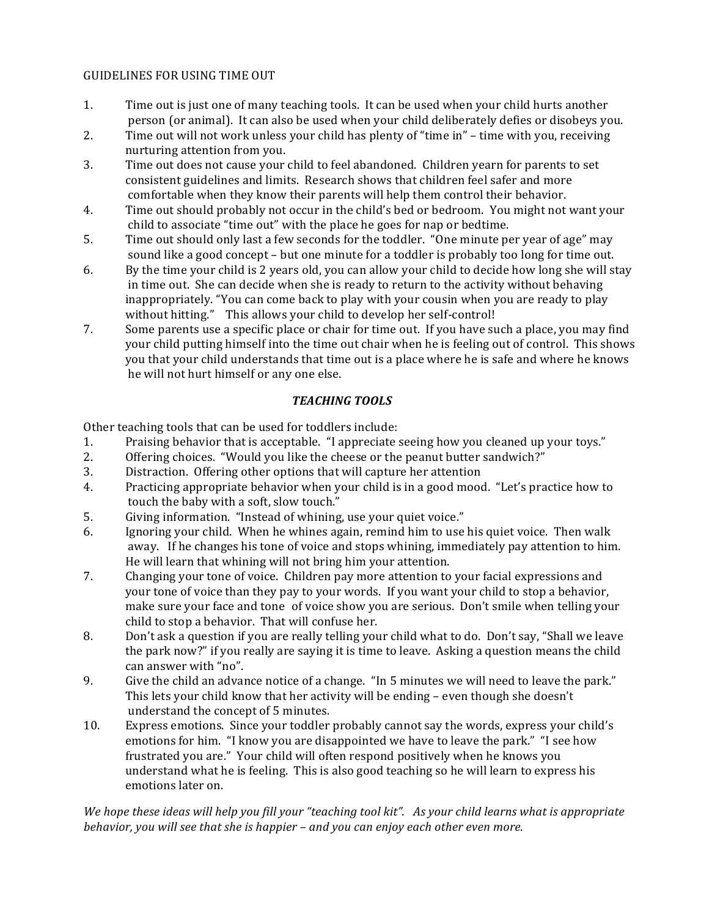GUIDELINES FOR USING TIME OUT

1. Time out is just one of many teaching tools. It can be used when your child hurts another person (or animal). It can also be used when your child deliberately defies or disobeys you.
2. Time out will not work unless your child has plenty of "time in" – time with you, receiving nurturing attention from you.
3. Time out does not cause your child to feel abandoned. Children yearn for parents to set consistent guidelines and limits. Research shows that children feel safer and more comfortable when they know their parents will help them control their behavior.
4. Time out should probably not occur in the child's bed or bedroom. You might not want your child to associate "time out" with the place he goes for nap or bedtime.
5. Time out should only last a few seconds for the toddler. "One minute per year of age" may sound like a good concept – but one minute for a toddler is probably too long for time out.
6. By the time your child is 2 years old, you can allow your child to decide how long she will stay in time out. She can decide when she is ready to return to the activity without behaving inappropriately. "You can come back to play with your cousin when you are ready to play without hitting." This allows your child to develop her self-control!
7. Some parents use a specific place or chair for time out. If you have such a place, you may find your child putting himself into the time out chair when he is feeling out of control. This shows you that your child understands that time out is a place where he is safe and where he knows he will not hurt himself or any one else.

## *TEACHING TOOLS*

Other teaching tools that can be used for toddlers include:

1. Praising behavior that is acceptable. "I appreciate seeing how you cleaned up your toys."
2. Offering choices. "Would you like the cheese or the peanut butter sandwich?"
3. Distraction. Offering other options that will capture her attention
4. Practicing appropriate behavior when your child is in a good mood. "Let's practice how to touch the baby with a soft, slow touch."
5. Giving information. "Instead of whining, use your quiet voice."
6. Ignoring your child. When he whines again, remind him to use his quiet voice. Then walk away. If he changes his tone of voice and stops whining, immediately pay attention to him. He will learn that whining will not bring him your attention.
7. Changing your tone of voice. Children pay more attention to your facial expressions and your tone of voice than they pay to your words. If you want your child to stop a behavior, make sure your face and tone of voice show you are serious. Don't smile when telling your child to stop a behavior. That will confuse her.
8. Don't ask a question if you are really telling your child what to do. Don't say, "Shall we leave the park now?" if you really are saying it is time to leave. Asking a question means the child can answer with "no".
9. Give the child an advance notice of a change. "In 5 minutes we will need to leave the park." This lets your child know that her activity will be ending – even though she doesn't understand the concept of 5 minutes.
10. Express emotions. Since your toddler probably cannot say the words, express your child's emotions for him. "I know you are disappointed we have to leave the park." "I see how frustrated you are." Your child will often respond positively when he knows you understand what he is feeling. This is also good teaching so he will learn to express his emotions later on.

*We hope these ideas will help you fill your "teaching tool kit". As your child learns what is appropriate behavior, you will see that she is happier – and you can enjoy each other even more.*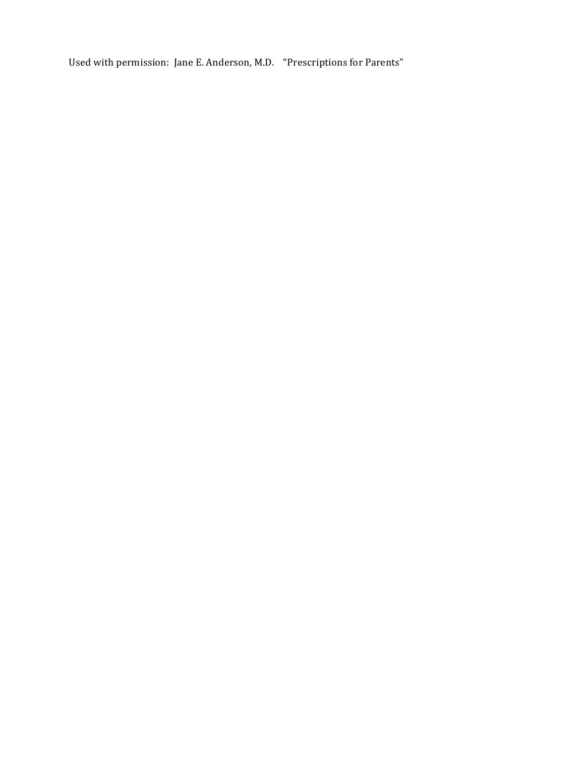Used with permission: Jane E. Anderson, M.D. "Prescriptions for Parents"